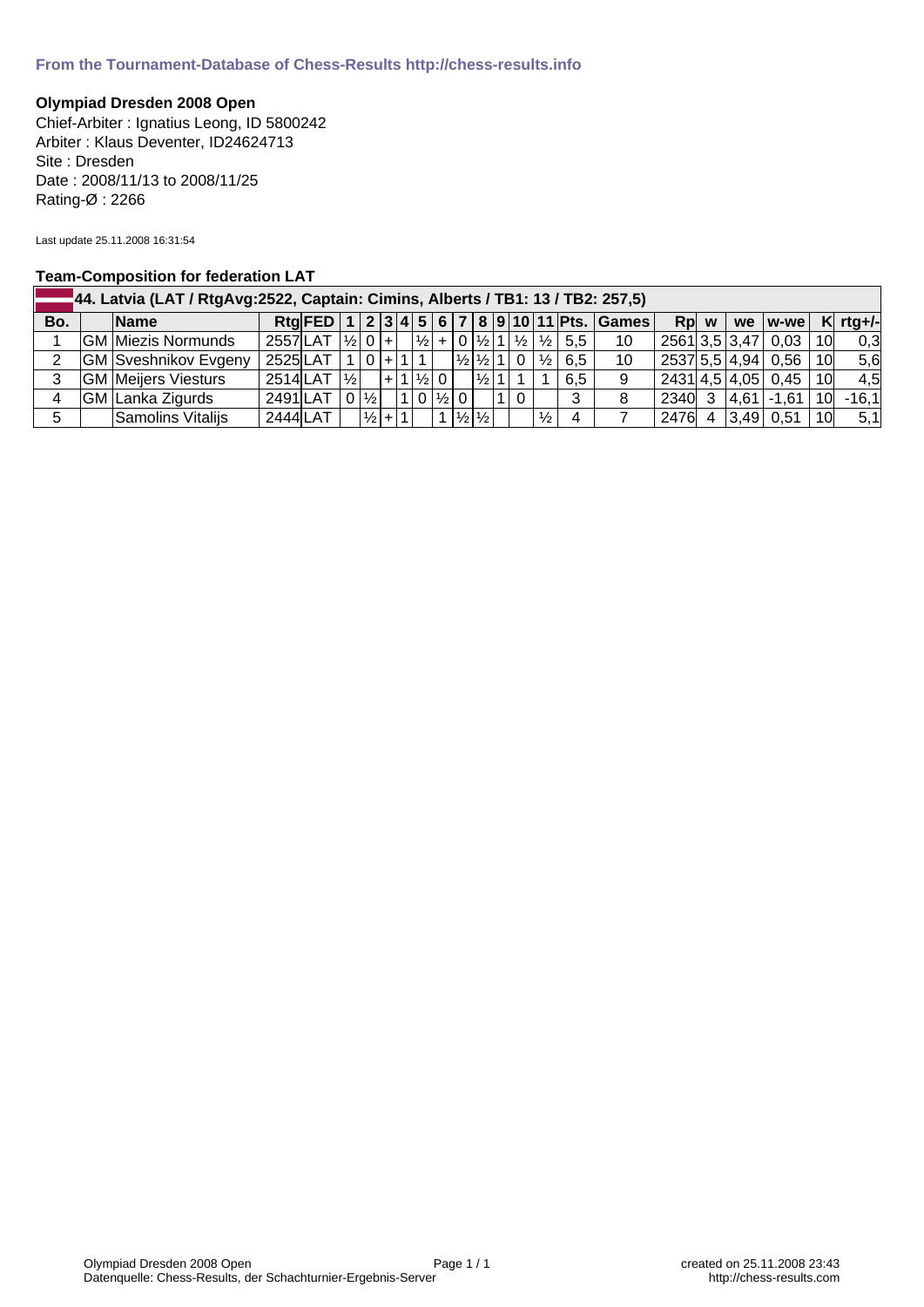**From the Tournament-Database of Chess-Results http://chess-results.info**

**Olympiad Dresden 2008 Open**

Chief-Arbiter : Ignatius Leong, ID 5800242
Arbiter : Klaus Deventer, ID24624713
Site : Dresden
Date : 2008/11/13 to 2008/11/25
Rating-Ø : 2266

Last update 25.11.2008 16:31:54

**Team-Composition for federation LAT**

| 44. Latvia (LAT / RtgAvg:2522, Captain: Cimins, Alberts / TB1: 13 / TB2: 257,5) | | | | | | | | | | | | | | | | | | | | | | | | |
|---|---|---|---|---|---|---|---|---|---|---|---|---|---|---|---|---|---|---|---|---|---|---|---|---|
| **Bo.** | | **Name** | **Rtg** | **FED** | **1** | **2** | **3** | **4** | **5** | **6** | **7** | **8** | **9** | **10** | **11** | **Pts.** | **Games** | **Rp** | **w** | **we** | **w-we** | **K** | **rtg+/-** |
| 1 | GM | Miezis Normunds | 2557 | LAT | ½ | 0 | + | | ½ | + | 0 | ½ | 1 | ½ | ½ | 5,5 | 10 | 2561 | 3,5 | 3,47 | 0,03 | 10 | 0,3 |
| 2 | GM | Sveshnikov Evgeny | 2525 | LAT | 1 | 0 | + | 1 | 1 | | ½ | ½ | 1 | 0 | ½ | 6,5 | 10 | 2537 | 5,5 | 4,94 | 0,56 | 10 | 5,6 |
| 3 | GM | Meijers Viesturs | 2514 | LAT | ½ | | + | 1 | ½ | 0 | | ½ | 1 | 1 | 1 | 6,5 | 9 | 2431 | 4,5 | 4,05 | 0,45 | 10 | 4,5 |
| 4 | GM | Lanka Zigurds | 2491 | LAT | 0 | ½ | | 1 | 0 | ½ | 0 | | 1 | 0 | | 3 | 8 | 2340 | 3 | 4,61 | -1,61 | 10 | -16,1 |
| 5 | | Samolins Vitalijs | 2444 | LAT | | ½ | + | 1 | | 1 | ½ | ½ | | | ½ | 4 | 7 | 2476 | 4 | 3,49 | 0,51 | 10 | 5,1 |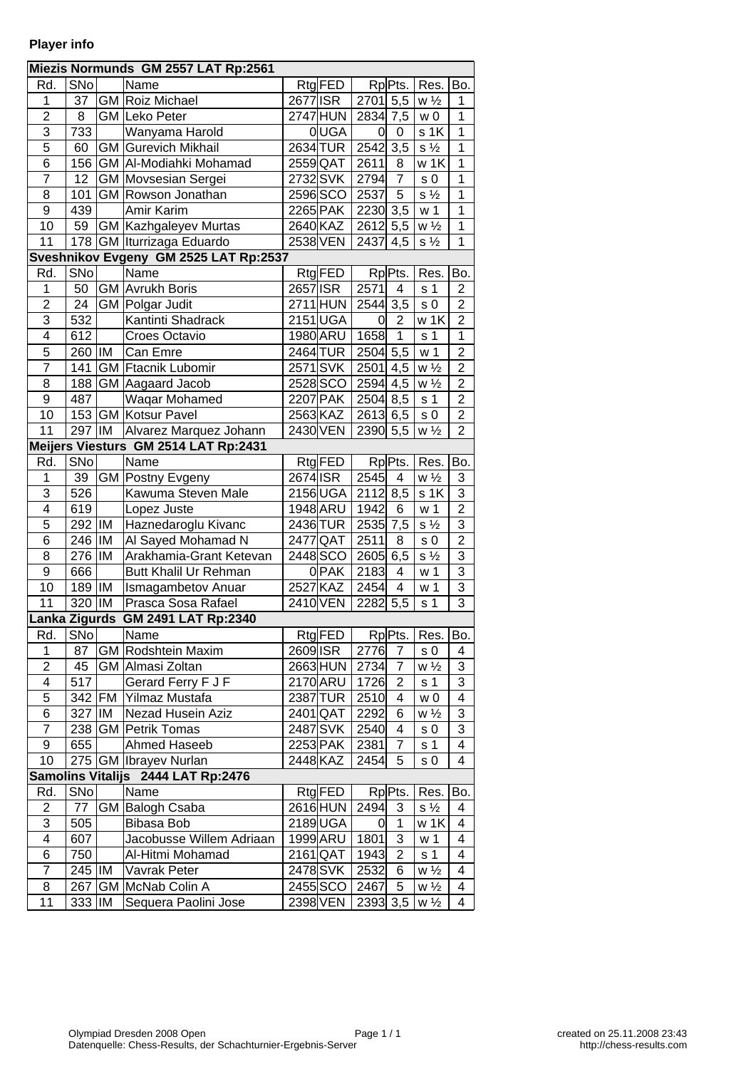**Player info**

| Miezis Normunds GM 2557 LAT Rp:2561 | | | | | | | | | |
|---|---|---|---|---|---|---|---|---|---|
| Rd. | SNo | | Name | Rtg | FED | Rp | Pts. | Res. | Bo. |
| 1 | 37 | GM | Roiz Michael | 2677 | ISR | 2701 | 5,5 | w ½ | 1 |
| 2 | 8 | GM | Leko Peter | 2747 | HUN | 2834 | 7,5 | w 0 | 1 |
| 3 | 733 | | Wanyama Harold | 0 | UGA | 0 | 0 | s 1K | 1 |
| 5 | 60 | GM | Gurevich Mikhail | 2634 | TUR | 2542 | 3,5 | s ½ | 1 |
| 6 | 156 | GM | Al-Modiahki Mohamad | 2559 | QAT | 2611 | 8 | w 1K | 1 |
| 7 | 12 | GM | Movsesian Sergei | 2732 | SVK | 2794 | 7 | s 0 | 1 |
| 8 | 101 | GM | Rowson Jonathan | 2596 | SCO | 2537 | 5 | s ½ | 1 |
| 9 | 439 | | Amir Karim | 2265 | PAK | 2230 | 3,5 | w 1 | 1 |
| 10 | 59 | GM | Kazhgaleyev Murtas | 2640 | KAZ | 2612 | 5,5 | w ½ | 1 |
| 11 | 178 | GM | Iturrizaga Eduardo | 2538 | VEN | 2437 | 4,5 | s ½ | 1 |

| Sveshnikov Evgeny GM 2525 LAT Rp:2537 | | | | | | | | | |
|---|---|---|---|---|---|---|---|---|---|
| Rd. | SNo | | Name | Rtg | FED | Rp | Pts. | Res. | Bo. |
| 1 | 50 | GM | Avrukh Boris | 2657 | ISR | 2571 | 4 | s 1 | 2 |
| 2 | 24 | GM | Polgar Judit | 2711 | HUN | 2544 | 3,5 | s 0 | 2 |
| 3 | 532 | | Kantinti Shadrack | 2151 | UGA | 0 | 2 | w 1K | 2 |
| 4 | 612 | | Croes Octavio | 1980 | ARU | 1658 | 1 | s 1 | 1 |
| 5 | 260 | IM | Can Emre | 2464 | TUR | 2504 | 5,5 | w 1 | 2 |
| 7 | 141 | GM | Ftacnik Lubomir | 2571 | SVK | 2501 | 4,5 | w ½ | 2 |
| 8 | 188 | GM | Aagaard Jacob | 2528 | SCO | 2594 | 4,5 | w ½ | 2 |
| 9 | 487 | | Waqar Mohamed | 2207 | PAK | 2504 | 8,5 | s 1 | 2 |
| 10 | 153 | GM | Kotsur Pavel | 2563 | KAZ | 2613 | 6,5 | s 0 | 2 |
| 11 | 297 | IM | Alvarez Marquez Johann | 2430 | VEN | 2390 | 5,5 | w ½ | 2 |

| Meijers Viesturs GM 2514 LAT Rp:2431 | | | | | | | | | |
|---|---|---|---|---|---|---|---|---|---|
| Rd. | SNo | | Name | Rtg | FED | Rp | Pts. | Res. | Bo. |
| 1 | 39 | GM | Postny Evgeny | 2674 | ISR | 2545 | 4 | w ½ | 3 |
| 3 | 526 | | Kawuma Steven Male | 2156 | UGA | 2112 | 8,5 | s 1K | 3 |
| 4 | 619 | | Lopez Juste | 1948 | ARU | 1942 | 6 | w 1 | 2 |
| 5 | 292 | IM | Haznedaroglu Kivanc | 2436 | TUR | 2535 | 7,5 | s ½ | 3 |
| 6 | 246 | IM | Al Sayed Mohamad N | 2477 | QAT | 2511 | 8 | s 0 | 2 |
| 8 | 276 | IM | Arakhamia-Grant Ketevan | 2448 | SCO | 2605 | 6,5 | s ½ | 3 |
| 9 | 666 | | Butt Khalil Ur Rehman | 0 | PAK | 2183 | 4 | w 1 | 3 |
| 10 | 189 | IM | Ismagambetov Anuar | 2527 | KAZ | 2454 | 4 | w 1 | 3 |
| 11 | 320 | IM | Prasca Sosa Rafael | 2410 | VEN | 2282 | 5,5 | s 1 | 3 |

| Lanka Zigurds GM 2491 LAT Rp:2340 | | | | | | | | | |
|---|---|---|---|---|---|---|---|---|---|
| Rd. | SNo | | Name | Rtg | FED | Rp | Pts. | Res. | Bo. |
| 1 | 87 | GM | Rodshtein Maxim | 2609 | ISR | 2776 | 7 | s 0 | 4 |
| 2 | 45 | GM | Almasi Zoltan | 2663 | HUN | 2734 | 7 | w ½ | 3 |
| 4 | 517 | | Gerard Ferry F J F | 2170 | ARU | 1726 | 2 | s 1 | 3 |
| 5 | 342 | FM | Yilmaz Mustafa | 2387 | TUR | 2510 | 4 | w 0 | 4 |
| 6 | 327 | IM | Nezad Husein Aziz | 2401 | QAT | 2292 | 6 | w ½ | 3 |
| 7 | 238 | GM | Petrik Tomas | 2487 | SVK | 2540 | 4 | s 0 | 3 |
| 9 | 655 | | Ahmed Haseeb | 2253 | PAK | 2381 | 7 | s 1 | 4 |
| 10 | 275 | GM | Ibrayev Nurlan | 2448 | KAZ | 2454 | 5 | s 0 | 4 |

| Samolins Vitalijs 2444 LAT Rp:2476 | | | | | | | | | |
|---|---|---|---|---|---|---|---|---|---|
| Rd. | SNo | | Name | Rtg | FED | Rp | Pts. | Res. | Bo. |
| 2 | 77 | GM | Balogh Csaba | 2616 | HUN | 2494 | 3 | s ½ | 4 |
| 3 | 505 | | Bibasa Bob | 2189 | UGA | 0 | 1 | w 1K | 4 |
| 4 | 607 | | Jacobusse Willem Adriaan | 1999 | ARU | 1801 | 3 | w 1 | 4 |
| 6 | 750 | | Al-Hitmi Mohamad | 2161 | QAT | 1943 | 2 | s 1 | 4 |
| 7 | 245 | IM | Vavrak Peter | 2478 | SVK | 2532 | 6 | w ½ | 4 |
| 8 | 267 | GM | McNab Colin A | 2455 | SCO | 2467 | 5 | w ½ | 4 |
| 11 | 333 | IM | Sequera Paolini Jose | 2398 | VEN | 2393 | 3,5 | w ½ | 4 |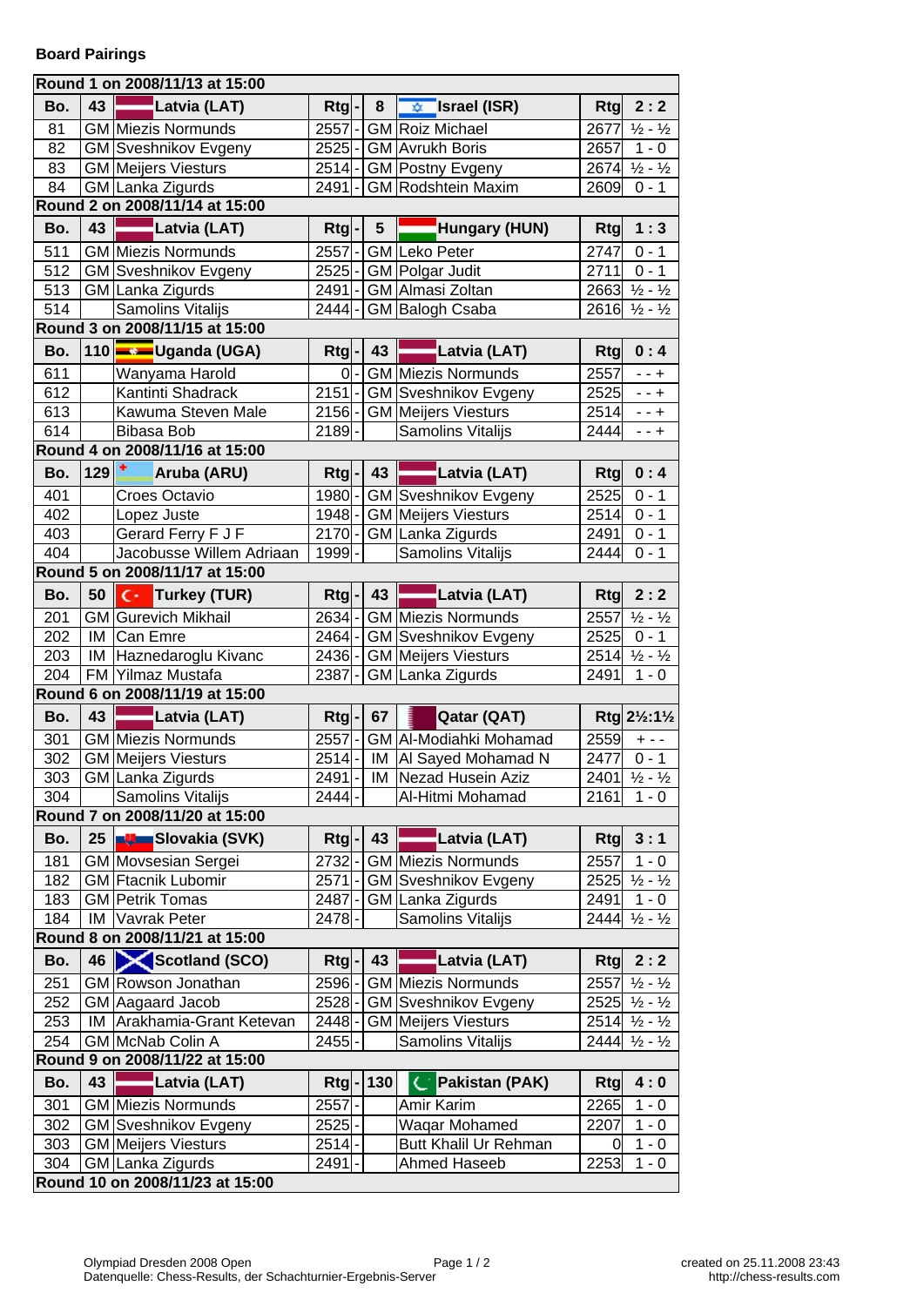**Board Pairings**

| Bo. | | | Rtg | - | | | | Rtg | |
|---|---|---|---|---|---|---|---|---|---|
| **Round 1 on 2008/11/13 at 15:00** | | | | | | | | | |
| **Bo.** | **43** | **Latvia (LAT)** | **Rtg** | **-** | **8** | | **Israel (ISR)** | **Rtg** | **2 : 2** |
| 81 | GM | Miezis Normunds | 2557 | - | GM | | Roiz Michael | 2677 | ½ - ½ |
| 82 | GM | Sveshnikov Evgeny | 2525 | - | GM | | Avrukh Boris | 2657 | 1 - 0 |
| 83 | GM | Meijers Viesturs | 2514 | - | GM | | Postny Evgeny | 2674 | ½ - ½ |
| 84 | GM | Lanka Zigurds | 2491 | - | GM | | Rodshtein Maxim | 2609 | 0 - 1 |
| **Round 2 on 2008/11/14 at 15:00** | | | | | | | | | |
| **Bo.** | **43** | **Latvia (LAT)** | **Rtg** | **-** | **5** | | **Hungary (HUN)** | **Rtg** | **1 : 3** |
| 511 | GM | Miezis Normunds | 2557 | - | GM | | Leko Peter | 2747 | 0 - 1 |
| 512 | GM | Sveshnikov Evgeny | 2525 | - | GM | | Polgar Judit | 2711 | 0 - 1 |
| 513 | GM | Lanka Zigurds | 2491 | - | GM | | Almasi Zoltan | 2663 | ½ - ½ |
| 514 | | Samolins Vitalijs | 2444 | - | GM | | Balogh Csaba | 2616 | ½ - ½ |
| **Round 3 on 2008/11/15 at 15:00** | | | | | | | | | |
| **Bo.** | **110** | **Uganda (UGA)** | **Rtg** | **-** | **43** | | **Latvia (LAT)** | **Rtg** | **0 : 4** |
| 611 | | Wanyama Harold | 0 | - | GM | | Miezis Normunds | 2557 | - - + |
| 612 | | Kantinti Shadrack | 2151 | - | GM | | Sveshnikov Evgeny | 2525 | - - + |
| 613 | | Kawuma Steven Male | 2156 | - | GM | | Meijers Viesturs | 2514 | - - + |
| 614 | | Bibasa Bob | 2189 | - | | | Samolins Vitalijs | 2444 | - - + |
| **Round 4 on 2008/11/16 at 15:00** | | | | | | | | | |
| **Bo.** | **129** | **Aruba (ARU)** | **Rtg** | **-** | **43** | | **Latvia (LAT)** | **Rtg** | **0 : 4** |
| 401 | | Croes Octavio | 1980 | - | GM | | Sveshnikov Evgeny | 2525 | 0 - 1 |
| 402 | | Lopez Juste | 1948 | - | GM | | Meijers Viesturs | 2514 | 0 - 1 |
| 403 | | Gerard Ferry F J F | 2170 | - | GM | | Lanka Zigurds | 2491 | 0 - 1 |
| 404 | | Jacobusse Willem Adriaan | 1999 | - | | | Samolins Vitalijs | 2444 | 0 - 1 |
| **Round 5 on 2008/11/17 at 15:00** | | | | | | | | | |
| **Bo.** | **50** | **Turkey (TUR)** | **Rtg** | **-** | **43** | | **Latvia (LAT)** | **Rtg** | **2 : 2** |
| 201 | GM | Gurevich Mikhail | 2634 | - | GM | | Miezis Normunds | 2557 | ½ - ½ |
| 202 | IM | Can Emre | 2464 | - | GM | | Sveshnikov Evgeny | 2525 | 0 - 1 |
| 203 | IM | Haznedaroglu Kivanc | 2436 | - | GM | | Meijers Viesturs | 2514 | ½ - ½ |
| 204 | FM | Yilmaz Mustafa | 2387 | - | GM | | Lanka Zigurds | 2491 | 1 - 0 |
| **Round 6 on 2008/11/19 at 15:00** | | | | | | | | | |
| **Bo.** | **43** | **Latvia (LAT)** | **Rtg** | **-** | **67** | | **Qatar (QAT)** | **Rtg** | **2½:1½** |
| 301 | GM | Miezis Normunds | 2557 | - | GM | | Al-Modiahki Mohamad | 2559 | + - - |
| 302 | GM | Meijers Viesturs | 2514 | - | IM | | Al Sayed Mohamad N | 2477 | 0 - 1 |
| 303 | GM | Lanka Zigurds | 2491 | - | IM | | Nezad Husein Aziz | 2401 | ½ - ½ |
| 304 | | Samolins Vitalijs | 2444 | - | | | Al-Hitmi Mohamad | 2161 | 1 - 0 |
| **Round 7 on 2008/11/20 at 15:00** | | | | | | | | | |
| **Bo.** | **25** | **Slovakia (SVK)** | **Rtg** | **-** | **43** | | **Latvia (LAT)** | **Rtg** | **3 : 1** |
| 181 | GM | Movsesian Sergei | 2732 | - | GM | | Miezis Normunds | 2557 | 1 - 0 |
| 182 | GM | Ftacnik Lubomir | 2571 | - | GM | | Sveshnikov Evgeny | 2525 | ½ - ½ |
| 183 | GM | Petrik Tomas | 2487 | - | GM | | Lanka Zigurds | 2491 | 1 - 0 |
| 184 | IM | Vavrak Peter | 2478 | - | | | Samolins Vitalijs | 2444 | ½ - ½ |
| **Round 8 on 2008/11/21 at 15:00** | | | | | | | | | |
| **Bo.** | **46** | **Scotland (SCO)** | **Rtg** | **-** | **43** | | **Latvia (LAT)** | **Rtg** | **2 : 2** |
| 251 | GM | Rowson Jonathan | 2596 | - | GM | | Miezis Normunds | 2557 | ½ - ½ |
| 252 | GM | Aagaard Jacob | 2528 | - | GM | | Sveshnikov Evgeny | 2525 | ½ - ½ |
| 253 | IM | Arakhamia-Grant Ketevan | 2448 | - | GM | | Meijers Viesturs | 2514 | ½ - ½ |
| 254 | GM | McNab Colin A | 2455 | - | | | Samolins Vitalijs | 2444 | ½ - ½ |
| **Round 9 on 2008/11/22 at 15:00** | | | | | | | | | |
| **Bo.** | **43** | **Latvia (LAT)** | **Rtg** | **-** | **130** | | **Pakistan (PAK)** | **Rtg** | **4 : 0** |
| 301 | GM | Miezis Normunds | 2557 | - | | | Amir Karim | 2265 | 1 - 0 |
| 302 | GM | Sveshnikov Evgeny | 2525 | - | | | Waqar Mohamed | 2207 | 1 - 0 |
| 303 | GM | Meijers Viesturs | 2514 | - | | | Butt Khalil Ur Rehman | 0 | 1 - 0 |
| 304 | GM | Lanka Zigurds | 2491 | - | | | Ahmed Haseeb | 2253 | 1 - 0 |
| **Round 10 on 2008/11/23 at 15:00** | | | | | | | | | |

Olympiad Dresden 2008 Open
Datenquelle: Chess-Results, der Schachturnier-Ergebnis-Server

created on 25.11.2008 23:43
http://chess-results.com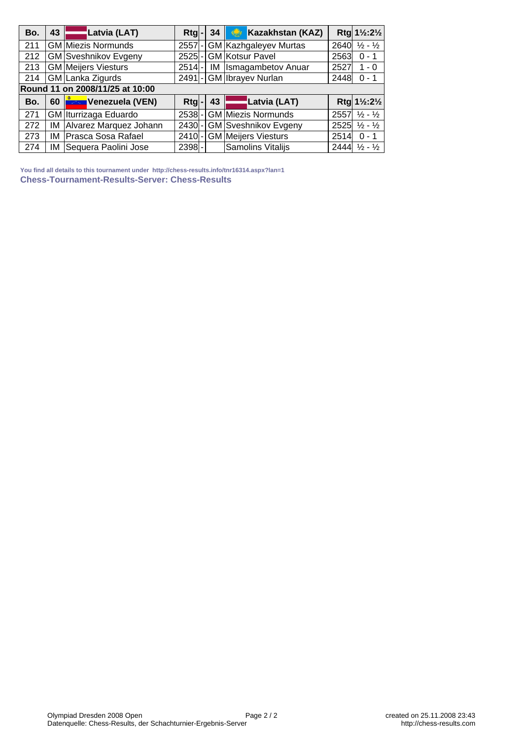| Bo. | 43 | Latvia (LAT) | Rtg | - | 34 | Kazakhstan (KAZ) | Rtg | 1½:2½ |
|---|---|---|---|---|---|---|---|---|
| 211 | GM | Miezis Normunds | 2557 | - | GM | Kazhgaleyev Murtas | 2640 | ½ - ½ |
| 212 | GM | Sveshnikov Evgeny | 2525 | - | GM | Kotsur Pavel | 2563 | 0 - 1 |
| 213 | GM | Meijers Viesturs | 2514 | - | IM | Ismagambetov Anuar | 2527 | 1 - 0 |
| 214 | GM | Lanka Zigurds | 2491 | - | GM | Ibrayev Nurlan | 2448 | 0 - 1 |

**Round 11 on 2008/11/25 at 10:00**

| Bo. | 60 | Venezuela (VEN) | Rtg | - | 43 | Latvia (LAT) | Rtg | 1½:2½ |
|---|---|---|---|---|---|---|---|---|
| 271 | GM | Iturrizaga Eduardo | 2538 | - | GM | Miezis Normunds | 2557 | ½ - ½ |
| 272 | IM | Alvarez Marquez Johann | 2430 | - | GM | Sveshnikov Evgeny | 2525 | ½ - ½ |
| 273 | IM | Prasca Sosa Rafael | 2410 | - | GM | Meijers Viesturs | 2514 | 0 - 1 |
| 274 | IM | Sequera Paolini Jose | 2398 | - | | Samolins Vitalijs | 2444 | ½ - ½ |

You find all details to this tournament under http://chess-results.info/tnr16314.aspx?lan=1

**Chess-Tournament-Results-Server: Chess-Results**